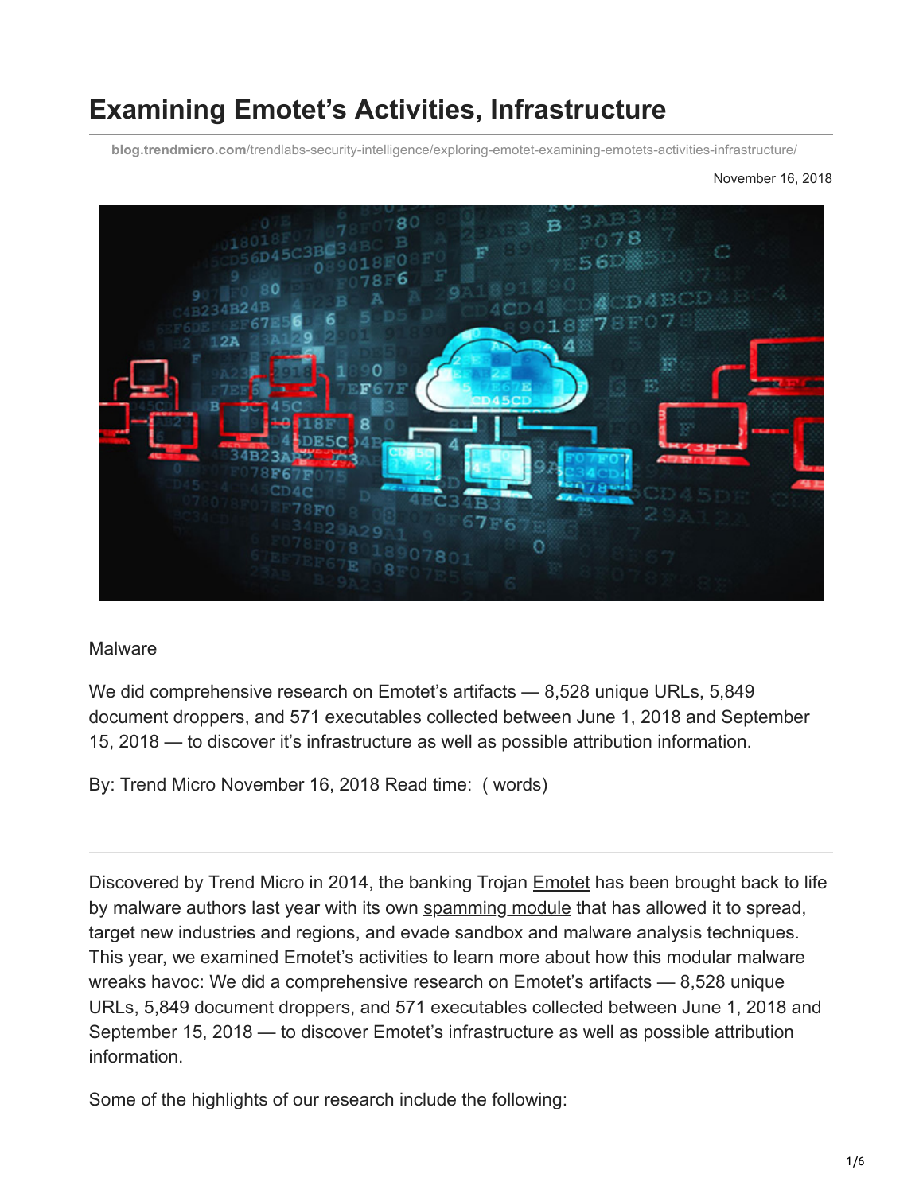# Examining Emotet's Activities, Infrastructure

blog.trendmicro.com/trendlabs-security-intelligence/exploring-emotet-examining-emotets-activities-infrastructure/

November 16, 2018

Malware

We did comprehensive research on Emotet's artifacts — 8,528 unique URLs, 5,849 document droppers, and 571 executables collected between June 1, 2018 and September 15, 2018 — to discover it's infrastructure as well as possible attribution information.

By: Trend Micro November 16, 2018 Read time: ( words)

---

Discovered by Trend Micro in 2014, the banking Trojan Emotet has been brought back to life by malware authors last year with its own spamming module that has allowed it to spread, target new industries and regions, and evade sandbox and malware analysis techniques. This year, we examined Emotet's activities to learn more about how this modular malware wreaks havoc: We did a comprehensive research on Emotet's artifacts — 8,528 unique URLs, 5,849 document droppers, and 571 executables collected between June 1, 2018 and September 15, 2018 — to discover Emotet's infrastructure as well as possible attribution information.

Some of the highlights of our research include the following: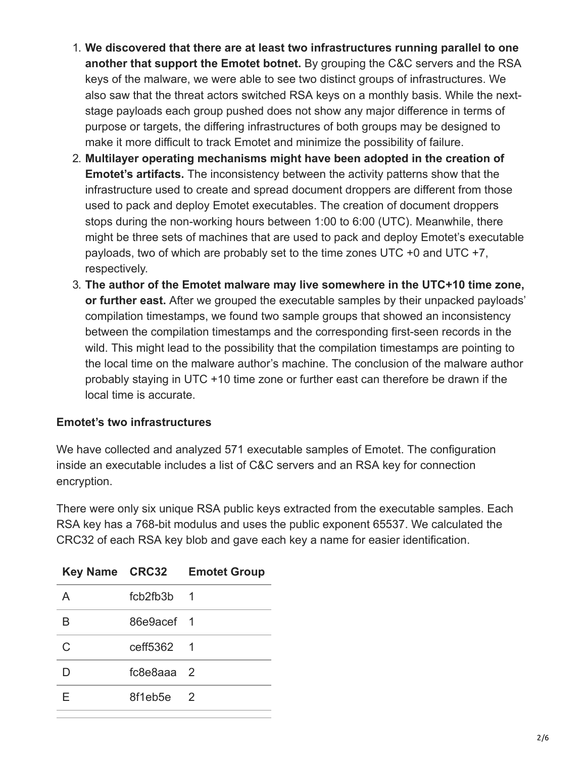1. **We discovered that there are at least two infrastructures running parallel to one another that support the Emotet botnet.** By grouping the C&C servers and the RSA keys of the malware, we were able to see two distinct groups of infrastructures. We also saw that the threat actors switched RSA keys on a monthly basis. While the next-stage payloads each group pushed does not show any major difference in terms of purpose or targets, the differing infrastructures of both groups may be designed to make it more difficult to track Emotet and minimize the possibility of failure.
2. **Multilayer operating mechanisms might have been adopted in the creation of Emotet's artifacts.** The inconsistency between the activity patterns show that the infrastructure used to create and spread document droppers are different from those used to pack and deploy Emotet executables. The creation of document droppers stops during the non-working hours between 1:00 to 6:00 (UTC). Meanwhile, there might be three sets of machines that are used to pack and deploy Emotet's executable payloads, two of which are probably set to the time zones UTC +0 and UTC +7, respectively.
3. **The author of the Emotet malware may live somewhere in the UTC+10 time zone, or further east.** After we grouped the executable samples by their unpacked payloads' compilation timestamps, we found two sample groups that showed an inconsistency between the compilation timestamps and the corresponding first-seen records in the wild. This might lead to the possibility that the compilation timestamps are pointing to the local time on the malware author's machine. The conclusion of the malware author probably staying in UTC +10 time zone or further east can therefore be drawn if the local time is accurate.

**Emotet's two infrastructures**

We have collected and analyzed 571 executable samples of Emotet. The configuration inside an executable includes a list of C&C servers and an RSA key for connection encryption.

There were only six unique RSA public keys extracted from the executable samples. Each RSA key has a 768-bit modulus and uses the public exponent 65537. We calculated the CRC32 of each RSA key blob and gave each key a name for easier identification.

| Key Name | CRC32 | Emotet Group |
|---|---|---|
| A | fcb2fb3b | 1 |
| B | 86e9acef | 1 |
| C | ceff5362 | 1 |
| D | fc8e8aaa | 2 |
| E | 8f1eb5e | 2 |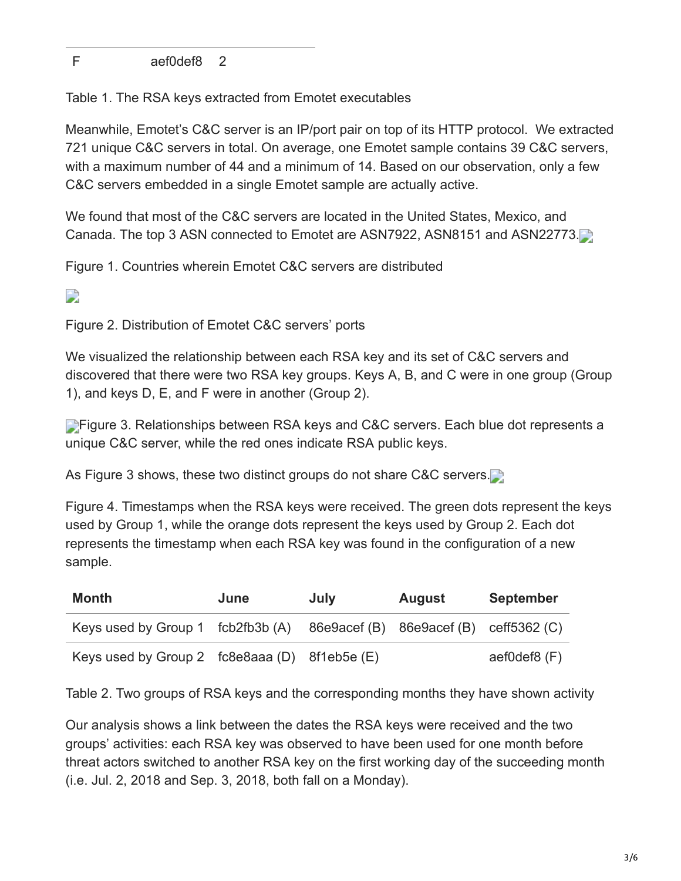| F | aef0def8 | 2 |
|---|---|---|

Table 1. The RSA keys extracted from Emotet executables

Meanwhile, Emotet's C&C server is an IP/port pair on top of its HTTP protocol. We extracted 721 unique C&C servers in total. On average, one Emotet sample contains 39 C&C servers, with a maximum number of 44 and a minimum of 14. Based on our observation, only a few C&C servers embedded in a single Emotet sample are actually active.

We found that most of the C&C servers are located in the United States, Mexico, and Canada. The top 3 ASN connected to Emotet are ASN7922, ASN8151 and ASN22773.

Figure 1. Countries wherein Emotet C&C servers are distributed

Figure 2. Distribution of Emotet C&C servers' ports

We visualized the relationship between each RSA key and its set of C&C servers and discovered that there were two RSA key groups. Keys A, B, and C were in one group (Group 1), and keys D, E, and F were in another (Group 2).

Figure 3. Relationships between RSA keys and C&C servers. Each blue dot represents a unique C&C server, while the red ones indicate RSA public keys.

As Figure 3 shows, these two distinct groups do not share C&C servers.

Figure 4. Timestamps when the RSA keys were received. The green dots represent the keys used by Group 1, while the orange dots represent the keys used by Group 2. Each dot represents the timestamp when each RSA key was found in the configuration of a new sample.

| Month | June | July | August | September |
|---|---|---|---|---|
| Keys used by Group 1 | fcb2fb3b (A) | 86e9acef (B) | 86e9acef (B) | ceff5362 (C) |
| Keys used by Group 2 | fc8e8aaa (D) | 8f1eb5e (E) | | aef0def8 (F) |

Table 2. Two groups of RSA keys and the corresponding months they have shown activity

Our analysis shows a link between the dates the RSA keys were received and the two groups' activities: each RSA key was observed to have been used for one month before threat actors switched to another RSA key on the first working day of the succeeding month (i.e. Jul. 2, 2018 and Sep. 3, 2018, both fall on a Monday).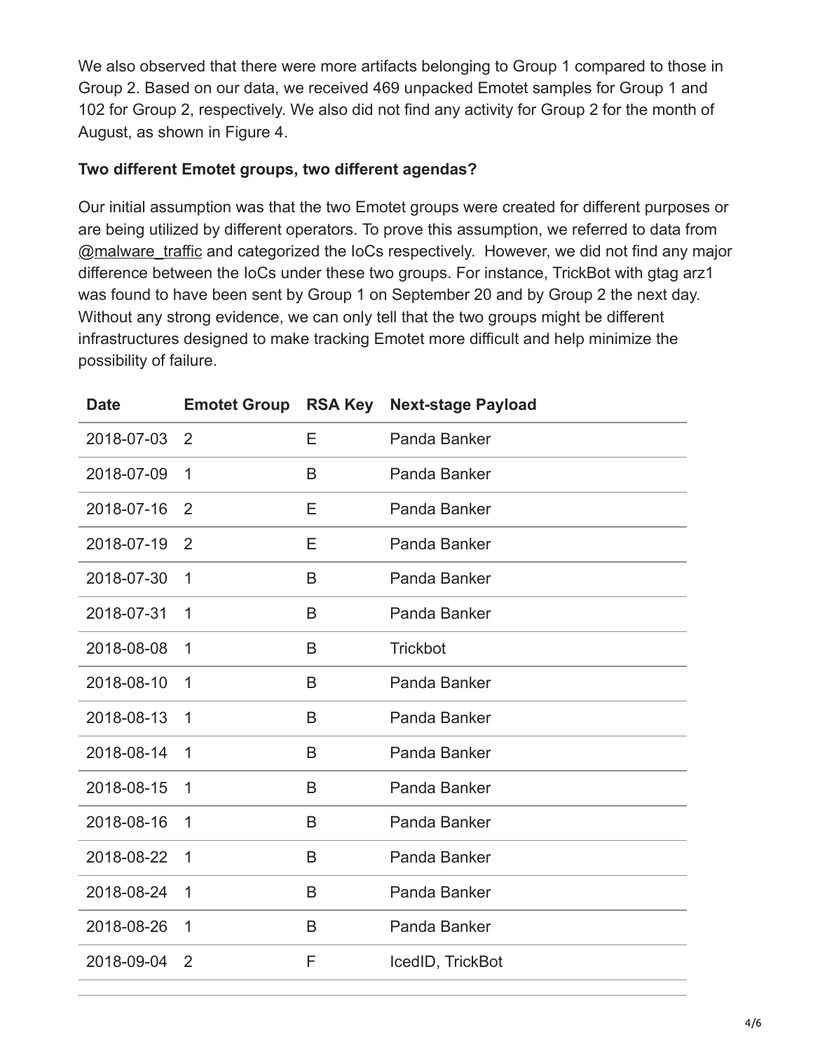We also observed that there were more artifacts belonging to Group 1 compared to those in Group 2. Based on our data, we received 469 unpacked Emotet samples for Group 1 and 102 for Group 2, respectively. We also did not find any activity for Group 2 for the month of August, as shown in Figure 4.

**Two different Emotet groups, two different agendas?**

Our initial assumption was that the two Emotet groups were created for different purposes or are being utilized by different operators. To prove this assumption, we referred to data from @malware_traffic and categorized the IoCs respectively. However, we did not find any major difference between the IoCs under these two groups. For instance, TrickBot with gtag arz1 was found to have been sent by Group 1 on September 20 and by Group 2 the next day. Without any strong evidence, we can only tell that the two groups might be different infrastructures designed to make tracking Emotet more difficult and help minimize the possibility of failure.

| Date | Emotet Group | RSA Key | Next-stage Payload |
| --- | --- | --- | --- |
| 2018-07-03 | 2 | E | Panda Banker |
| 2018-07-09 | 1 | B | Panda Banker |
| 2018-07-16 | 2 | E | Panda Banker |
| 2018-07-19 | 2 | E | Panda Banker |
| 2018-07-30 | 1 | B | Panda Banker |
| 2018-07-31 | 1 | B | Panda Banker |
| 2018-08-08 | 1 | B | Trickbot |
| 2018-08-10 | 1 | B | Panda Banker |
| 2018-08-13 | 1 | B | Panda Banker |
| 2018-08-14 | 1 | B | Panda Banker |
| 2018-08-15 | 1 | B | Panda Banker |
| 2018-08-16 | 1 | B | Panda Banker |
| 2018-08-22 | 1 | B | Panda Banker |
| 2018-08-24 | 1 | B | Panda Banker |
| 2018-08-26 | 1 | B | Panda Banker |
| 2018-09-04 | 2 | F | IcedID, TrickBot |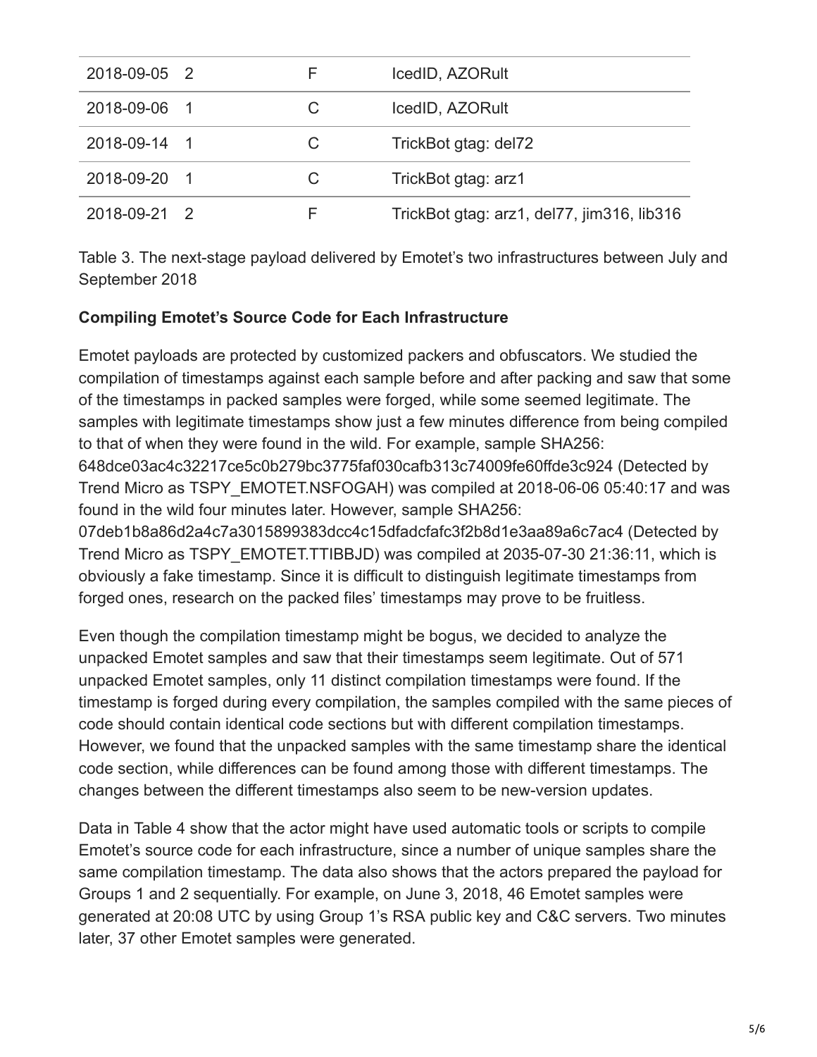| | | | |
|---|---|---|---|
| 2018-09-05 | 2 | F | IcedID, AZORult |
| 2018-09-06 | 1 | C | IcedID, AZORult |
| 2018-09-14 | 1 | C | TrickBot gtag: del72 |
| 2018-09-20 | 1 | C | TrickBot gtag: arz1 |
| 2018-09-21 | 2 | F | TrickBot gtag: arz1, del77, jim316, lib316 |

Table 3. The next-stage payload delivered by Emotet's two infrastructures between July and September 2018

**Compiling Emotet's Source Code for Each Infrastructure**

Emotet payloads are protected by customized packers and obfuscators. We studied the compilation of timestamps against each sample before and after packing and saw that some of the timestamps in packed samples were forged, while some seemed legitimate. The samples with legitimate timestamps show just a few minutes difference from being compiled to that of when they were found in the wild. For example, sample SHA256: 648dce03ac4c32217ce5c0b279bc3775faf030cafb313c74009fe60ffde3c924 (Detected by Trend Micro as TSPY_EMOTET.NSFOGAH) was compiled at 2018-06-06 05:40:17 and was found in the wild four minutes later. However, sample SHA256: 07deb1b8a86d2a4c7a3015899383dcc4c15dfadcfafc3f2b8d1e3aa89a6c7ac4 (Detected by Trend Micro as TSPY_EMOTET.TTIBBJD) was compiled at 2035-07-30 21:36:11, which is obviously a fake timestamp. Since it is difficult to distinguish legitimate timestamps from forged ones, research on the packed files' timestamps may prove to be fruitless.

Even though the compilation timestamp might be bogus, we decided to analyze the unpacked Emotet samples and saw that their timestamps seem legitimate. Out of 571 unpacked Emotet samples, only 11 distinct compilation timestamps were found. If the timestamp is forged during every compilation, the samples compiled with the same pieces of code should contain identical code sections but with different compilation timestamps. However, we found that the unpacked samples with the same timestamp share the identical code section, while differences can be found among those with different timestamps. The changes between the different timestamps also seem to be new-version updates.

Data in Table 4 show that the actor might have used automatic tools or scripts to compile Emotet's source code for each infrastructure, since a number of unique samples share the same compilation timestamp. The data also shows that the actors prepared the payload for Groups 1 and 2 sequentially. For example, on June 3, 2018, 46 Emotet samples were generated at 20:08 UTC by using Group 1's RSA public key and C&C servers. Two minutes later, 37 other Emotet samples were generated.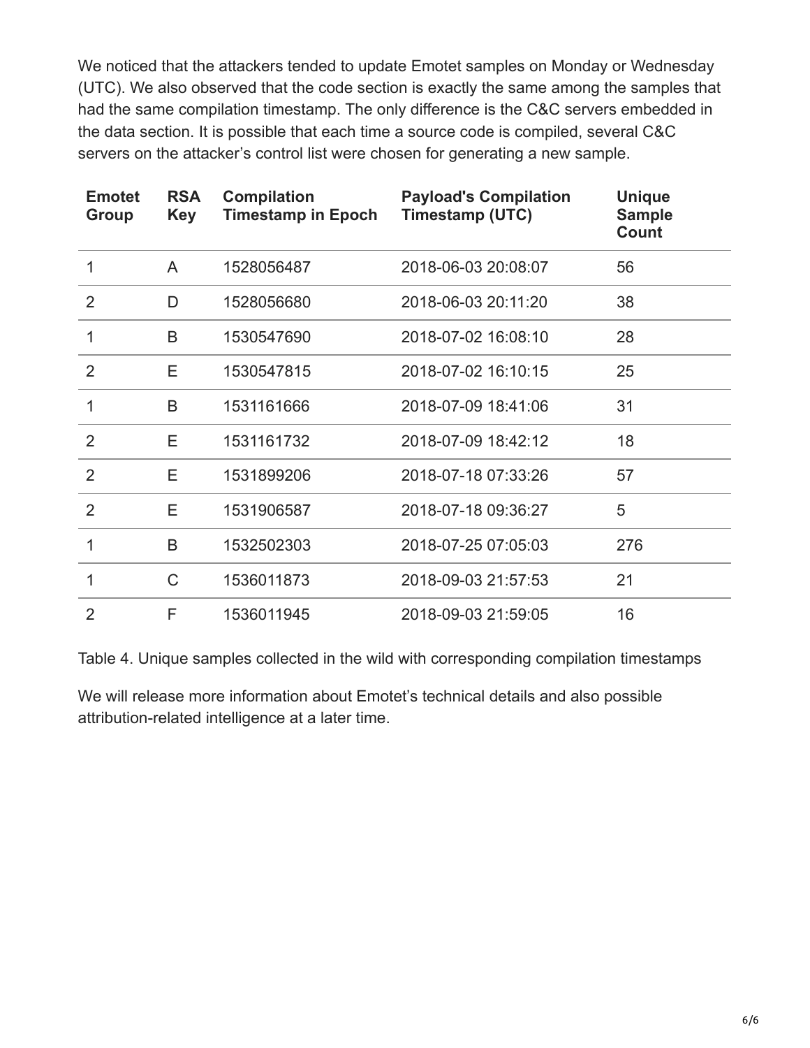We noticed that the attackers tended to update Emotet samples on Monday or Wednesday (UTC). We also observed that the code section is exactly the same among the samples that had the same compilation timestamp. The only difference is the C&C servers embedded in the data section. It is possible that each time a source code is compiled, several C&C servers on the attacker's control list were chosen for generating a new sample.

| Emotet Group | RSA Key | Compilation Timestamp in Epoch | Payload's Compilation Timestamp (UTC) | Unique Sample Count |
|---|---|---|---|---|
| 1 | A | 1528056487 | 2018-06-03 20:08:07 | 56 |
| 2 | D | 1528056680 | 2018-06-03 20:11:20 | 38 |
| 1 | B | 1530547690 | 2018-07-02 16:08:10 | 28 |
| 2 | E | 1530547815 | 2018-07-02 16:10:15 | 25 |
| 1 | B | 1531161666 | 2018-07-09 18:41:06 | 31 |
| 2 | E | 1531161732 | 2018-07-09 18:42:12 | 18 |
| 2 | E | 1531899206 | 2018-07-18 07:33:26 | 57 |
| 2 | E | 1531906587 | 2018-07-18 09:36:27 | 5 |
| 1 | B | 1532502303 | 2018-07-25 07:05:03 | 276 |
| 1 | C | 1536011873 | 2018-09-03 21:57:53 | 21 |
| 2 | F | 1536011945 | 2018-09-03 21:59:05 | 16 |

Table 4. Unique samples collected in the wild with corresponding compilation timestamps

We will release more information about Emotet's technical details and also possible attribution-related intelligence at a later time.